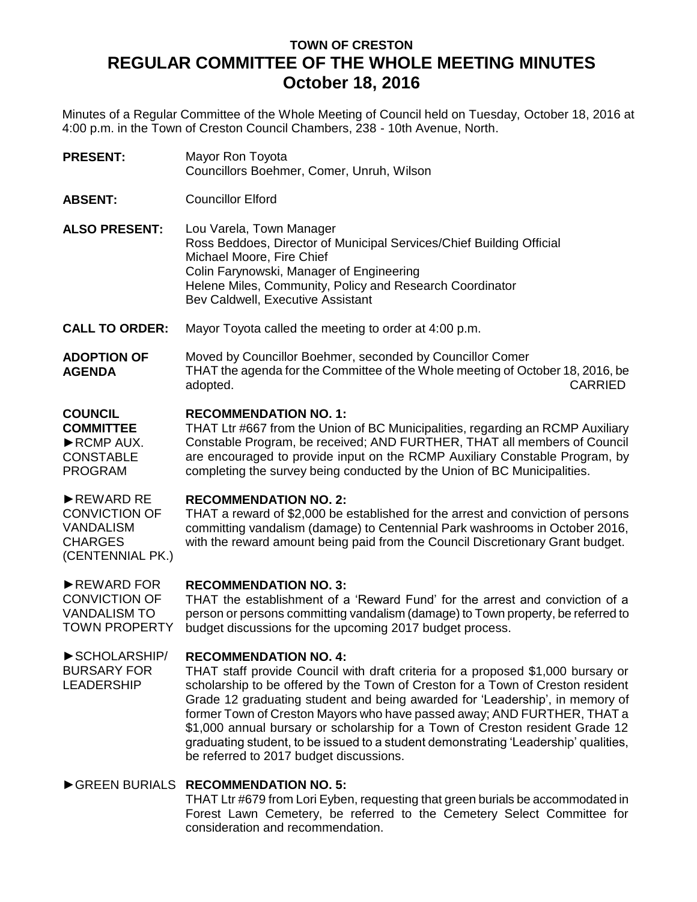# TOWN OF CRESTON
# REGULAR COMMITTEE OF THE WHOLE MEETING MINUTES
# October 18, 2016

Minutes of a Regular Committee of the Whole Meeting of Council held on Tuesday, October 18, 2016 at 4:00 p.m. in the Town of Creston Council Chambers, 238 - 10th Avenue, North.

**PRESENT:** Mayor Ron Toyota
Councillors Boehmer, Comer, Unruh, Wilson

**ABSENT:** Councillor Elford

**ALSO PRESENT:** Lou Varela, Town Manager
Ross Beddoes, Director of Municipal Services/Chief Building Official
Michael Moore, Fire Chief
Colin Farynowski, Manager of Engineering
Helene Miles, Community, Policy and Research Coordinator
Bev Caldwell, Executive Assistant

**CALL TO ORDER:** Mayor Toyota called the meeting to order at 4:00 p.m.

**ADOPTION OF AGENDA**

Moved by Councillor Boehmer, seconded by Councillor Comer
THAT the agenda for the Committee of the Whole meeting of October 18, 2016, be adopted. CARRIED

**COUNCIL COMMITTEE**

►RCMP AUX. CONSTABLE PROGRAM

**RECOMMENDATION NO. 1:**
THAT Ltr #667 from the Union of BC Municipalities, regarding an RCMP Auxiliary Constable Program, be received; AND FURTHER, THAT all members of Council are encouraged to provide input on the RCMP Auxiliary Constable Program, by completing the survey being conducted by the Union of BC Municipalities.

►REWARD RE CONVICTION OF VANDALISM CHARGES (CENTENNIAL PK.)

**RECOMMENDATION NO. 2:**
THAT a reward of $2,000 be established for the arrest and conviction of persons committing vandalism (damage) to Centennial Park washrooms in October 2016, with the reward amount being paid from the Council Discretionary Grant budget.

►REWARD FOR CONVICTION OF VANDALISM TO TOWN PROPERTY

**RECOMMENDATION NO. 3:**
THAT the establishment of a 'Reward Fund' for the arrest and conviction of a person or persons committing vandalism (damage) to Town property, be referred to budget discussions for the upcoming 2017 budget process.

►SCHOLARSHIP/ BURSARY FOR LEADERSHIP

**RECOMMENDATION NO. 4:**
THAT staff provide Council with draft criteria for a proposed $1,000 bursary or scholarship to be offered by the Town of Creston for a Town of Creston resident Grade 12 graduating student and being awarded for 'Leadership', in memory of former Town of Creston Mayors who have passed away; AND FURTHER, THAT a $1,000 annual bursary or scholarship for a Town of Creston resident Grade 12 graduating student, to be issued to a student demonstrating 'Leadership' qualities, be referred to 2017 budget discussions.

►GREEN BURIALS

**RECOMMENDATION NO. 5:**
THAT Ltr #679 from Lori Eyben, requesting that green burials be accommodated in Forest Lawn Cemetery, be referred to the Cemetery Select Committee for consideration and recommendation.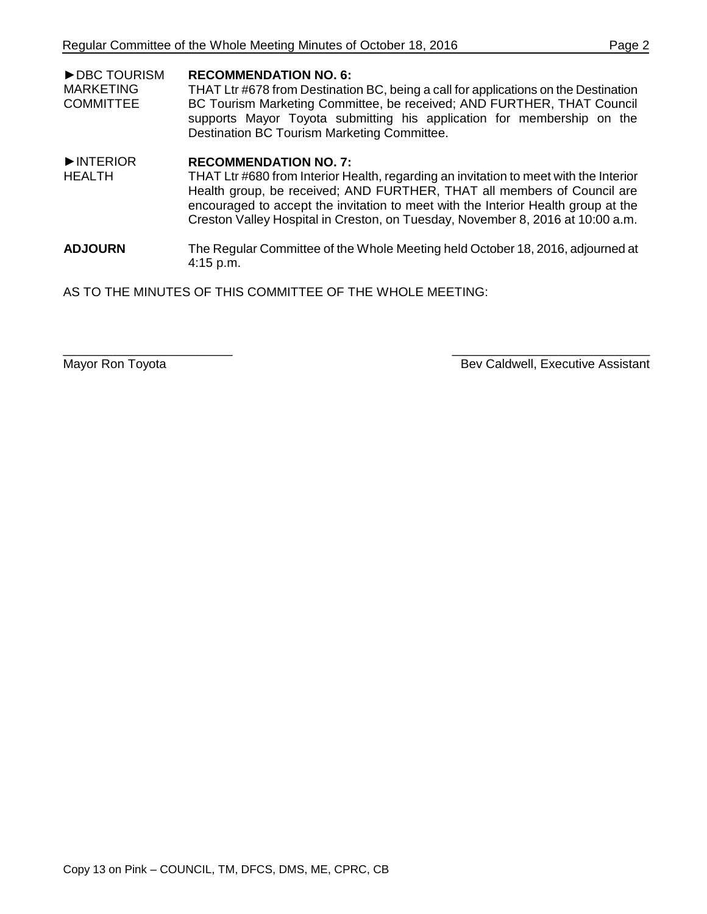►DBC TOURISM MARKETING COMMITTEE

**RECOMMENDATION NO. 6:**
THAT Ltr #678 from Destination BC, being a call for applications on the Destination BC Tourism Marketing Committee, be received; AND FURTHER, THAT Council supports Mayor Toyota submitting his application for membership on the Destination BC Tourism Marketing Committee.

►INTERIOR HEALTH

**RECOMMENDATION NO. 7:**
THAT Ltr #680 from Interior Health, regarding an invitation to meet with the Interior Health group, be received; AND FURTHER, THAT all members of Council are encouraged to accept the invitation to meet with the Interior Health group at the Creston Valley Hospital in Creston, on Tuesday, November 8, 2016 at 10:00 a.m.

**ADJOURN**

The Regular Committee of the Whole Meeting held October 18, 2016, adjourned at 4:15 p.m.

AS TO THE MINUTES OF THIS COMMITTEE OF THE WHOLE MEETING:

________________________
Mayor Ron Toyota

________________________
Bev Caldwell, Executive Assistant

Copy 13 on Pink – COUNCIL, TM, DFCS, DMS, ME, CPRC, CB